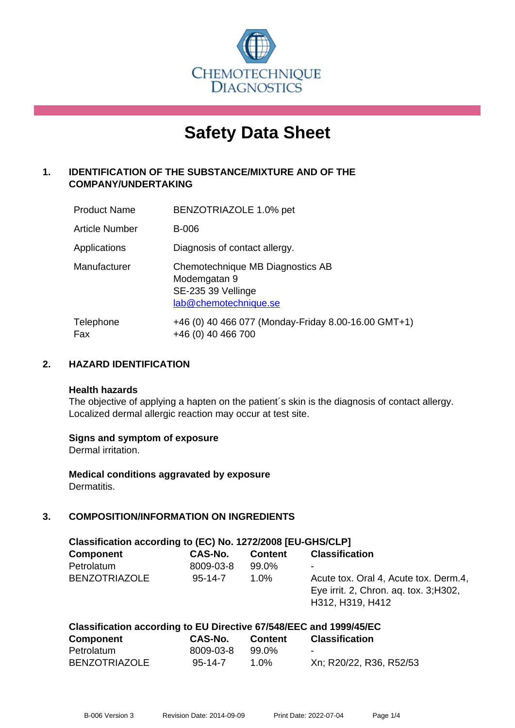CHEMOTECHNIQUE DIAGNOSTICS

# Safety Data Sheet

## 1. IDENTIFICATION OF THE SUBSTANCE/MIXTURE AND OF THE COMPANY/UNDERTAKING

| | |
|---|---|
| Product Name | BENZOTRIAZOLE 1.0% pet |
| Article Number | B-006 |
| Applications | Diagnosis of contact allergy. |
| Manufacturer | Chemotechnique MB Diagnostics AB<br>Modemgatan 9<br>SE-235 39 Vellinge<br>lab@chemotechnique.se |
| Telephone<br>Fax | +46 (0) 40 466 077 (Monday-Friday 8.00-16.00 GMT+1)<br>+46 (0) 40 466 700 |

## 2. HAZARD IDENTIFICATION

**Health hazards**
The objective of applying a hapten on the patient´s skin is the diagnosis of contact allergy. Localized dermal allergic reaction may occur at test site.

**Signs and symptom of exposure**
Dermal irritation.

**Medical conditions aggravated by exposure**
Dermatitis.

## 3. COMPOSITION/INFORMATION ON INGREDIENTS

**Classification according to (EC) No. 1272/2008 [EU-GHS/CLP]**

| Component | CAS-No. | Content | Classification |
|---|---|---|---|
| Petrolatum | 8009-03-8 | 99.0% | - |
| BENZOTRIAZOLE | 95-14-7 | 1.0% | Acute tox. Oral 4, Acute tox. Derm.4, Eye irrit. 2, Chron. aq. tox. 3;H302, H312, H319, H412 |

**Classification according to EU Directive 67/548/EEC and 1999/45/EC**

| Component | CAS-No. | Content | Classification |
|---|---|---|---|
| Petrolatum | 8009-03-8 | 99.0% | - |
| BENZOTRIAZOLE | 95-14-7 | 1.0% | Xn; R20/22, R36, R52/53 |

B-006 Version 3 Revision Date: 2014-09-09 Print Date: 2022-07-04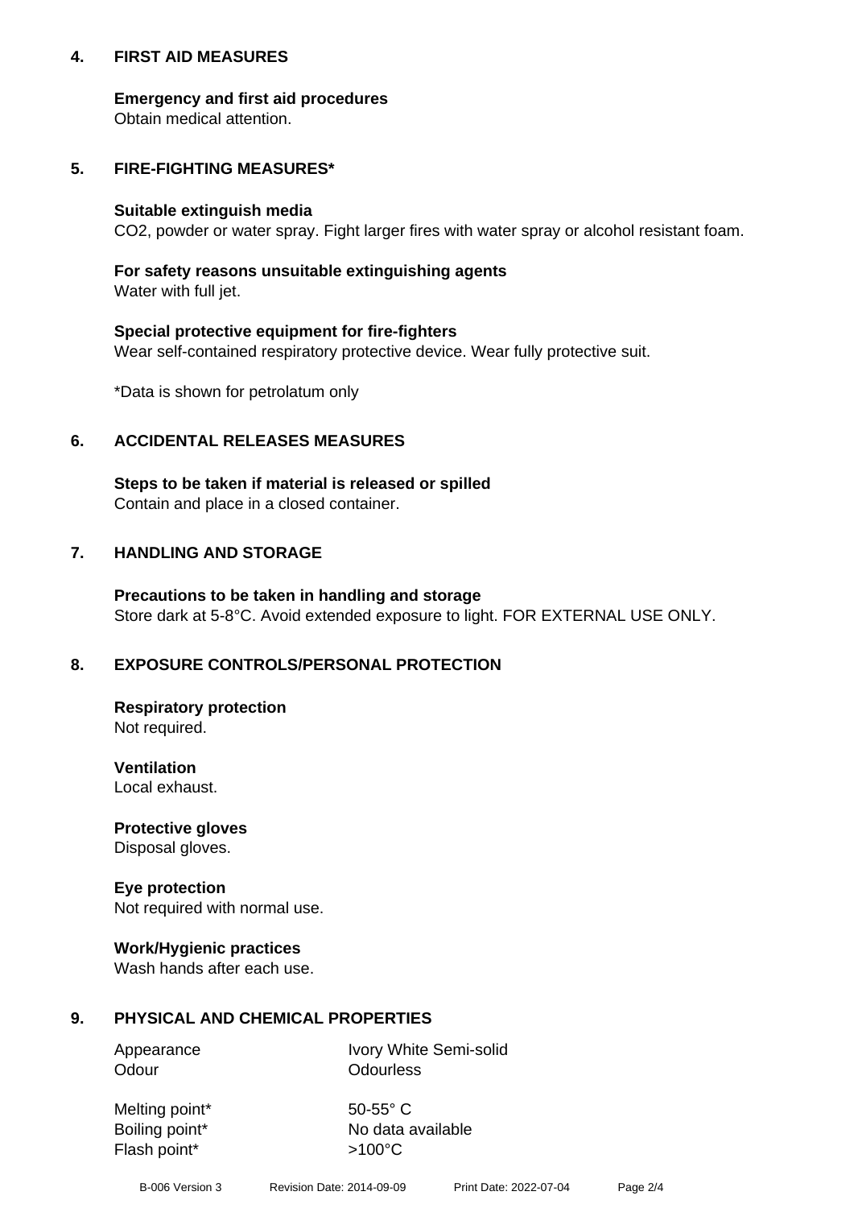## 4. FIRST AID MEASURES

**Emergency and first aid procedures**
Obtain medical attention.

## 5. FIRE-FIGHTING MEASURES*

**Suitable extinguish media**
$CO_2$, powder or water spray. Fight larger fires with water spray or alcohol resistant foam.

**For safety reasons unsuitable extinguishing agents**
Water with full jet.

**Special protective equipment for fire-fighters**
Wear self-contained respiratory protective device. Wear fully protective suit.

*Data is shown for petrolatum only

## 6. ACCIDENTAL RELEASES MEASURES

**Steps to be taken if material is released or spilled**
Contain and place in a closed container.

## 7. HANDLING AND STORAGE

**Precautions to be taken in handling and storage**
Store dark at 5-8°C. Avoid extended exposure to light. FOR EXTERNAL USE ONLY.

## 8. EXPOSURE CONTROLS/PERSONAL PROTECTION

**Respiratory protection**
Not required.

**Ventilation**
Local exhaust.

**Protective gloves**
Disposal gloves.

**Eye protection**
Not required with normal use.

**Work/Hygienic practices**
Wash hands after each use.

## 9. PHYSICAL AND CHEMICAL PROPERTIES

| | |
|---|---|
| Appearance | Ivory White Semi-solid |
| Odour | Odourless |
| Melting point* | 50-55° C |
| Boiling point* | No data available |
| Flash point* | >100°C |

B-006 Version 3 Revision Date: 2014-09-09 Print Date: 2022-07-04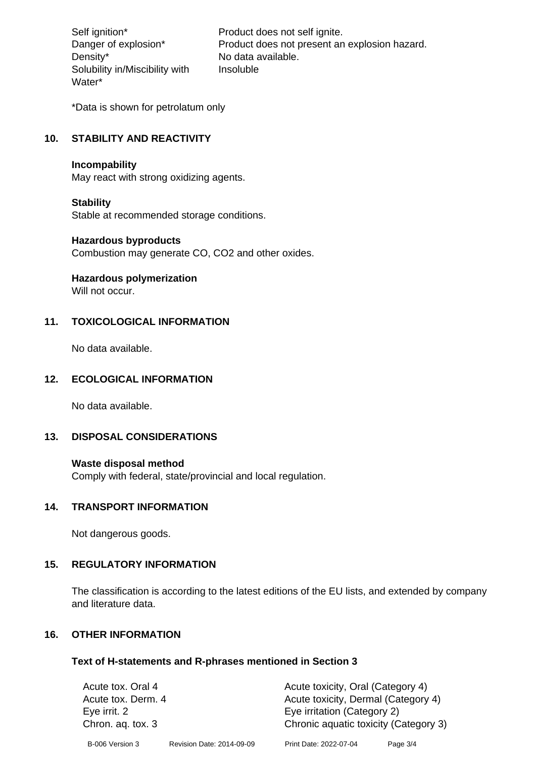| | |
|---|---|
| Self ignition* | Product does not self ignite. |
| Danger of explosion* | Product does not present an explosion hazard. |
| Density* | No data available. |
| Solubility in/Miscibility with Water* | Insoluble |

*Data is shown for petrolatum only

## 10. STABILITY AND REACTIVITY

**Incompability**
May react with strong oxidizing agents.

**Stability**
Stable at recommended storage conditions.

**Hazardous byproducts**
Combustion may generate CO, $CO_2$ and other oxides.

**Hazardous polymerization**
Will not occur.

## 11. TOXICOLOGICAL INFORMATION

No data available.

## 12. ECOLOGICAL INFORMATION

No data available.

## 13. DISPOSAL CONSIDERATIONS

**Waste disposal method**
Comply with federal, state/provincial and local regulation.

## 14. TRANSPORT INFORMATION

Not dangerous goods.

## 15. REGULATORY INFORMATION

The classification is according to the latest editions of the EU lists, and extended by company and literature data.

## 16. OTHER INFORMATION

**Text of H-statements and R-phrases mentioned in Section 3**

| | |
|---|---|
| Acute tox. Oral 4 | Acute toxicity, Oral (Category 4) |
| Acute tox. Derm. 4 | Acute toxicity, Dermal (Category 4) |
| Eye irrit. 2 | Eye irritation (Category 2) |
| Chron. aq. tox. 3 | Chronic aquatic toxicity (Category 3) |

B-006 Version 3    Revision Date: 2014-09-09    Print Date: 2022-07-04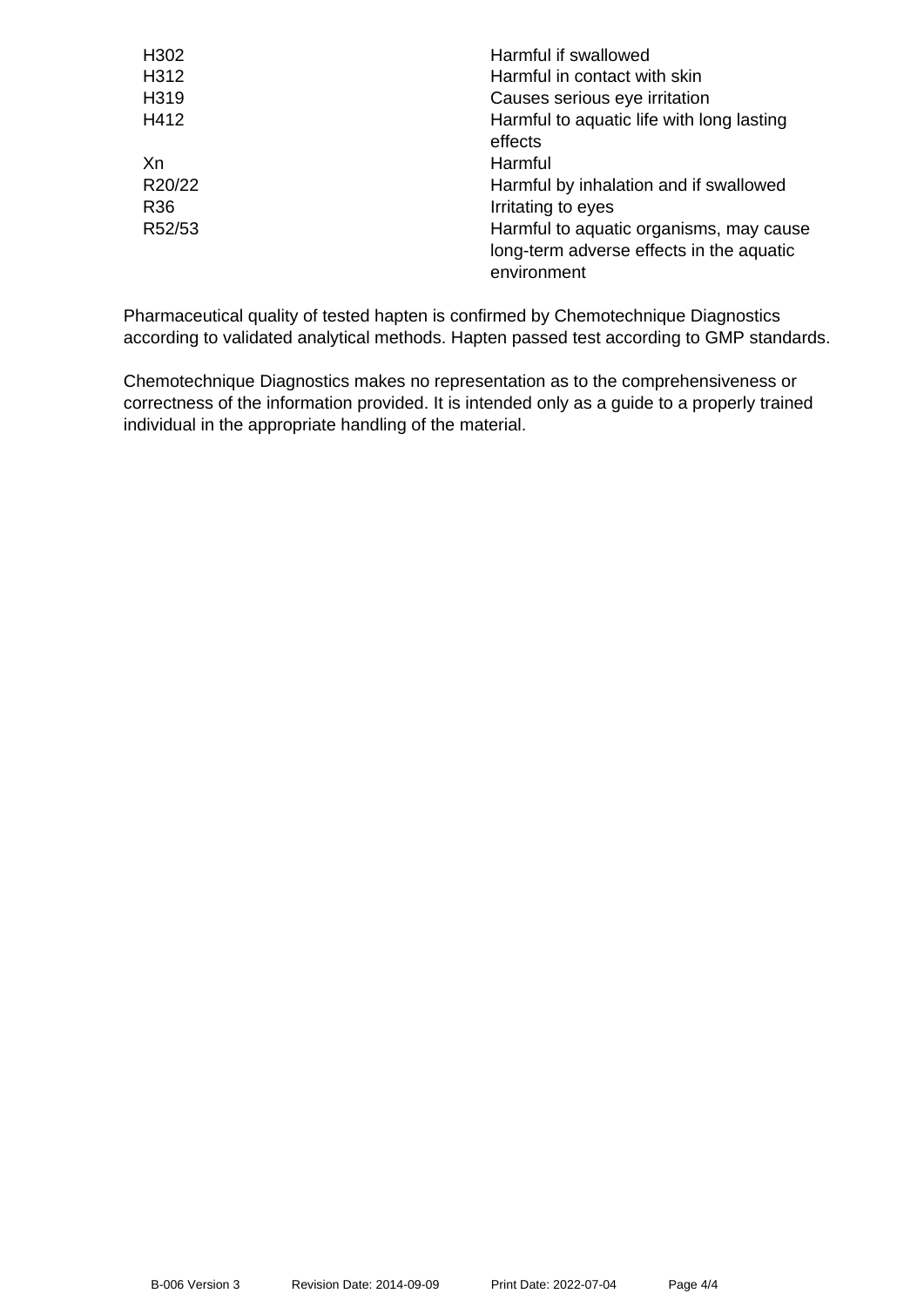| | |
|---|---|
| H302 | Harmful if swallowed |
| H312 | Harmful in contact with skin |
| H319 | Causes serious eye irritation |
| H412 | Harmful to aquatic life with long lasting effects |
| Xn | Harmful |
| R20/22 | Harmful by inhalation and if swallowed |
| R36 | Irritating to eyes |
| R52/53 | Harmful to aquatic organisms, may cause long-term adverse effects in the aquatic environment |

Pharmaceutical quality of tested hapten is confirmed by Chemotechnique Diagnostics according to validated analytical methods. Hapten passed test according to GMP standards.

Chemotechnique Diagnostics makes no representation as to the comprehensiveness or correctness of the information provided. It is intended only as a guide to a properly trained individual in the appropriate handling of the material.